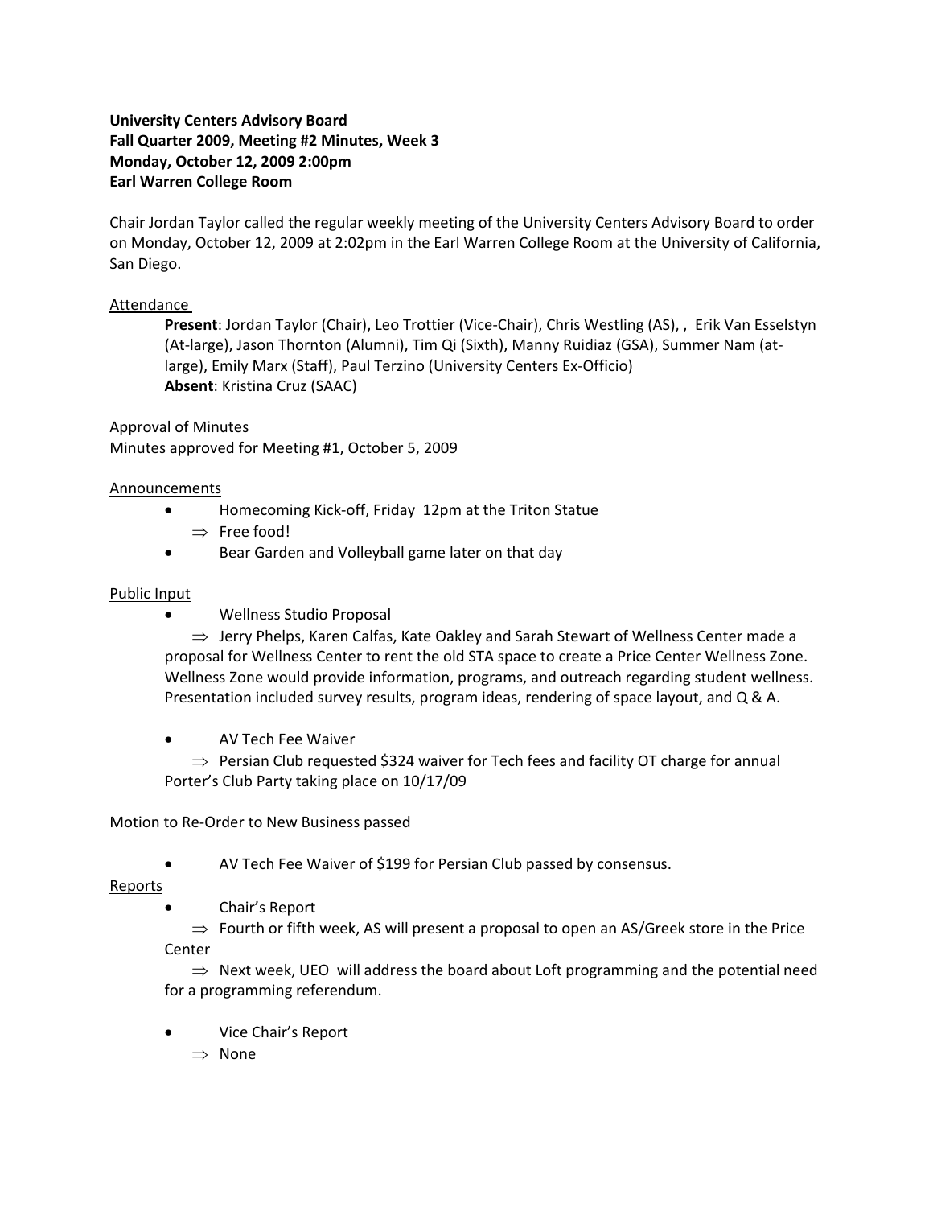**University Centers Advisory Board**
**Fall Quarter 2009, Meeting #2 Minutes, Week 3**
**Monday, October 12, 2009 2:00pm**
**Earl Warren College Room**

Chair Jordan Taylor called the regular weekly meeting of the University Centers Advisory Board to order on Monday, October 12, 2009 at 2:02pm in the Earl Warren College Room at the University of California, San Diego.

Attendance

**Present**: Jordan Taylor (Chair), Leo Trottier (Vice-Chair), Chris Westling (AS), , Erik Van Esselstyn (At-large), Jason Thornton (Alumni), Tim Qi (Sixth), Manny Ruidiaz (GSA), Summer Nam (at-large), Emily Marx (Staff), Paul Terzino (University Centers Ex-Officio)
**Absent**: Kristina Cruz (SAAC)

Approval of Minutes

Minutes approved for Meeting #1, October 5, 2009

Announcements

- Homecoming Kick-off, Friday 12pm at the Triton Statue
  - ⇒ Free food!
- Bear Garden and Volleyball game later on that day

Public Input

- Wellness Studio Proposal
  - ⇒ Jerry Phelps, Karen Calfas, Kate Oakley and Sarah Stewart of Wellness Center made a proposal for Wellness Center to rent the old STA space to create a Price Center Wellness Zone. Wellness Zone would provide information, programs, and outreach regarding student wellness. Presentation included survey results, program ideas, rendering of space layout, and Q & A.
- AV Tech Fee Waiver
  - ⇒ Persian Club requested $324 waiver for Tech fees and facility OT charge for annual Porter's Club Party taking place on 10/17/09

Motion to Re-Order to New Business passed

- AV Tech Fee Waiver of $199 for Persian Club passed by consensus.

Reports

- Chair's Report
  - ⇒ Fourth or fifth week, AS will present a proposal to open an AS/Greek store in the Price Center
  - ⇒ Next week, UEO will address the board about Loft programming and the potential need for a programming referendum.
- Vice Chair's Report
  - ⇒ None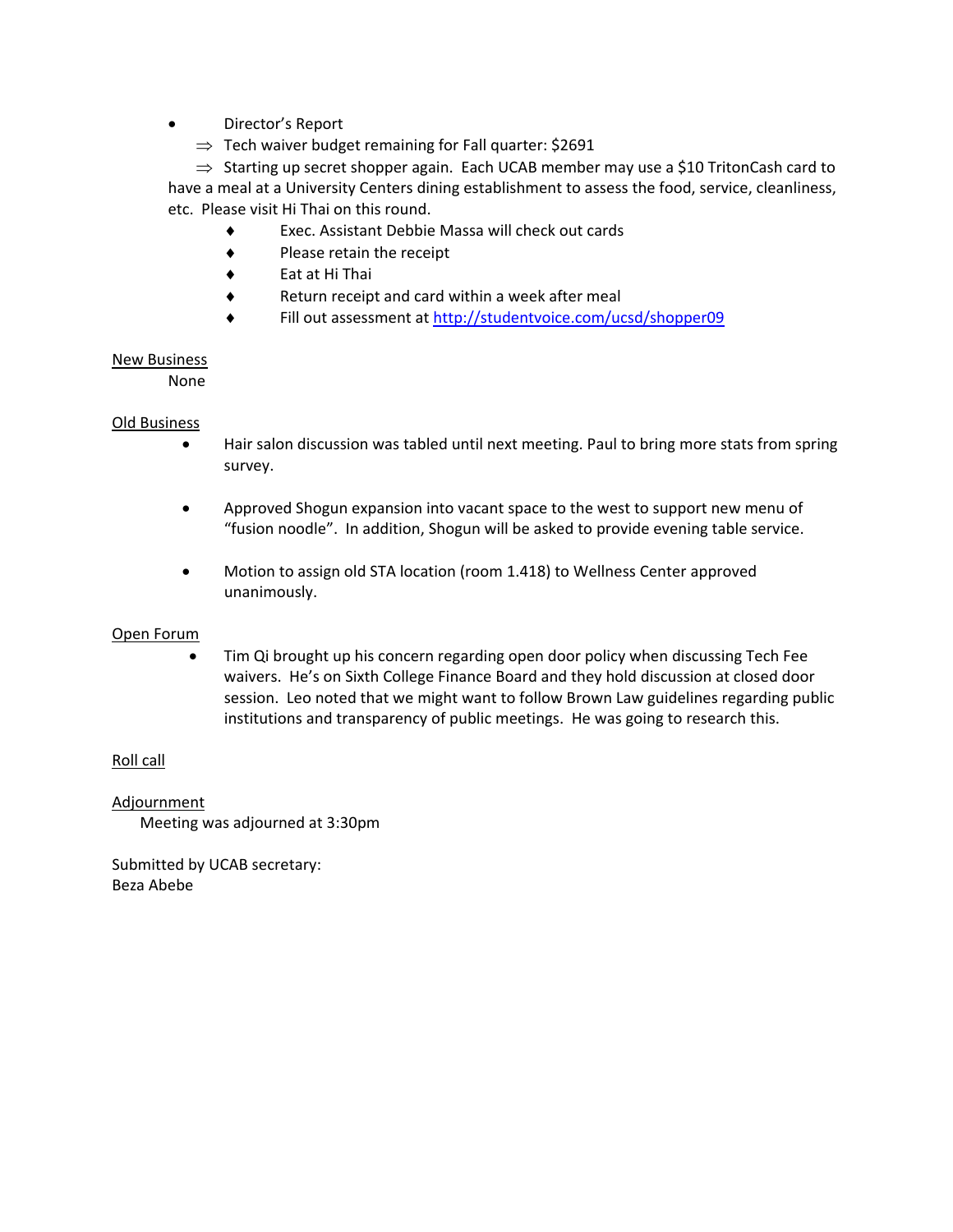- Director's Report
  - ⇒ Tech waiver budget remaining for Fall quarter: $2691
  - ⇒ Starting up secret shopper again. Each UCAB member may use a $10 TritonCash card to have a meal at a University Centers dining establishment to assess the food, service, cleanliness, etc. Please visit Hi Thai on this round.
    - ♦ Exec. Assistant Debbie Massa will check out cards
    - ♦ Please retain the receipt
    - ♦ Eat at Hi Thai
    - ♦ Return receipt and card within a week after meal
    - ♦ Fill out assessment at http://studentvoice.com/ucsd/shopper09

<u>New Business</u>

None

<u>Old Business</u>

- Hair salon discussion was tabled until next meeting. Paul to bring more stats from spring survey.
- Approved Shogun expansion into vacant space to the west to support new menu of "fusion noodle". In addition, Shogun will be asked to provide evening table service.
- Motion to assign old STA location (room 1.418) to Wellness Center approved unanimously.

<u>Open Forum</u>

- Tim Qi brought up his concern regarding open door policy when discussing Tech Fee waivers. He's on Sixth College Finance Board and they hold discussion at closed door session. Leo noted that we might want to follow Brown Law guidelines regarding public institutions and transparency of public meetings. He was going to research this.

<u>Roll call</u>

<u>Adjournment</u>

Meeting was adjourned at 3:30pm

Submitted by UCAB secretary:
Beza Abebe